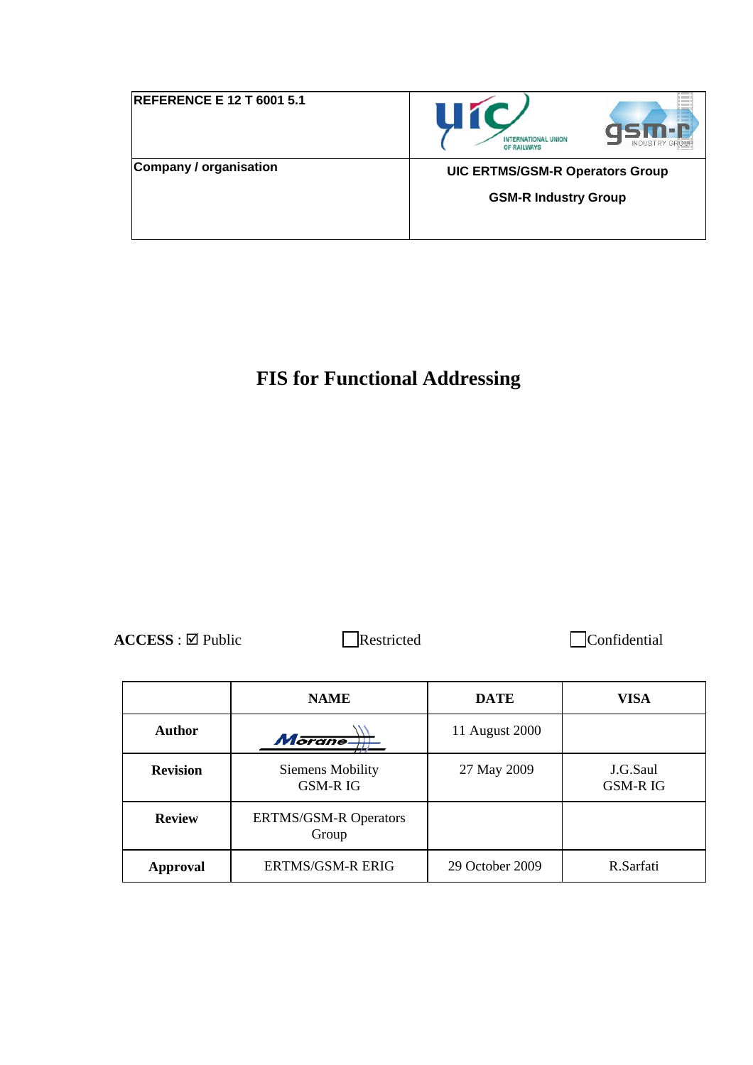| REFERENCE E 12 T 6001 5.1 | |
|---|---|
| Company / organisation | **UIC ERTMS/GSM-R Operators Group**<br>**GSM-R Industry Group** |

# FIS for Functional Addressing

**ACCESS** : ☑ Public ☐ Restricted ☐ Confidential

| | NAME | DATE | VISA |
|---|---|---|---|
| **Author** | Morane | 11 August 2000 | |
| **Revision** | Siemens Mobility GSM-R IG | 27 May 2009 | J.G.Saul GSM-R IG |
| **Review** | ERTMS/GSM-R Operators Group | | |
| **Approval** | ERTMS/GSM-R ERIG | 29 October 2009 | R.Sarfati |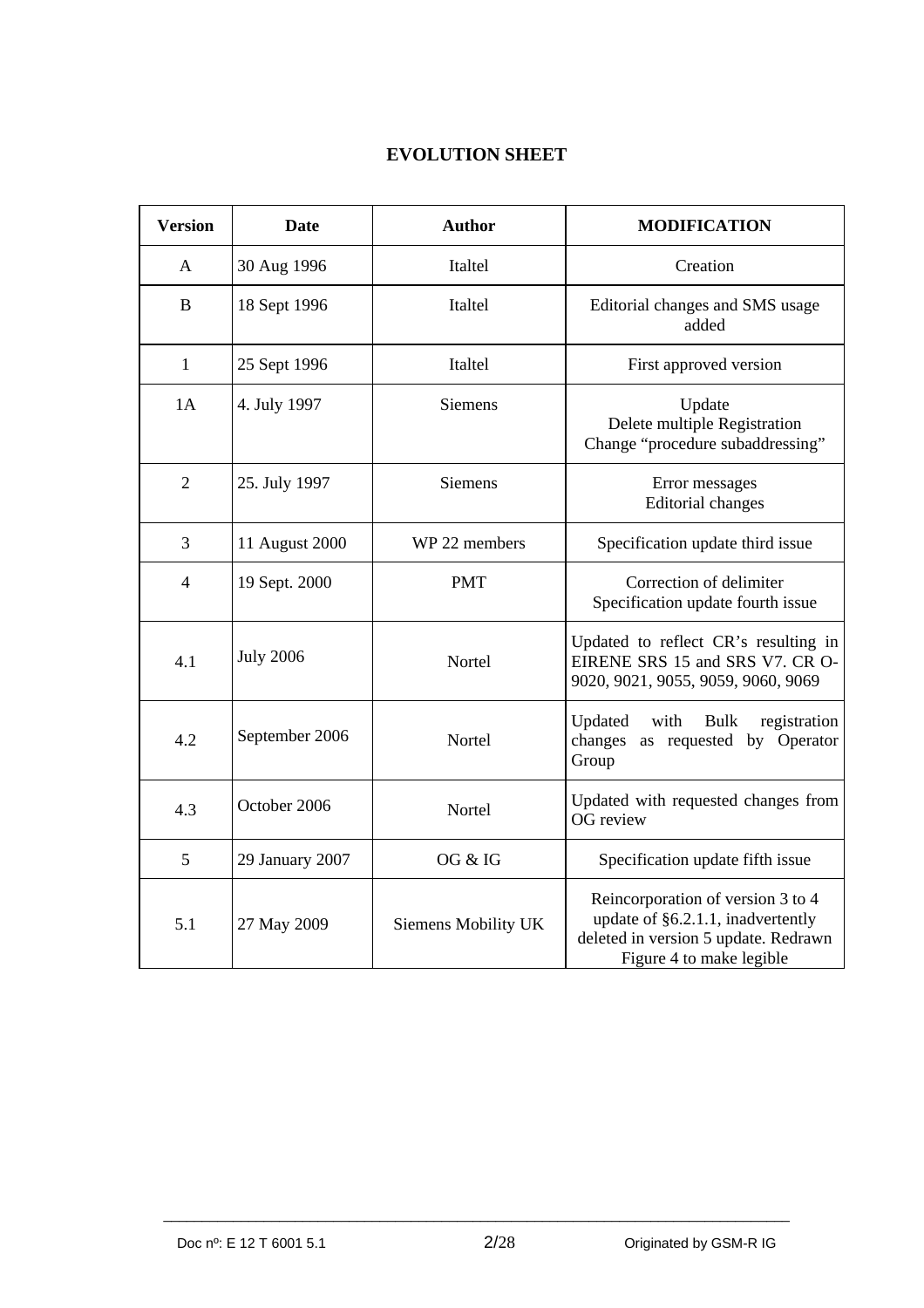# EVOLUTION SHEET

| Version | Date | Author | MODIFICATION |
|---|---|---|---|
| A | 30 Aug 1996 | Italtel | Creation |
| B | 18 Sept 1996 | Italtel | Editorial changes and SMS usage added |
| 1 | 25 Sept 1996 | Italtel | First approved version |
| 1A | 4. July 1997 | Siemens | Update<br>Delete multiple Registration<br>Change “procedure subaddressing” |
| 2 | 25. July 1997 | Siemens | Error messages<br>Editorial changes |
| 3 | 11 August 2000 | WP 22 members | Specification update third issue |
| 4 | 19 Sept. 2000 | PMT | Correction of delimiter<br>Specification update fourth issue |
| 4.1 | July 2006 | Nortel | Updated to reflect CR’s resulting in EIRENE SRS 15 and SRS V7. CR O-9020, 9021, 9055, 9059, 9060, 9069 |
| 4.2 | September 2006 | Nortel | Updated with Bulk registration changes as requested by Operator Group |
| 4.3 | October 2006 | Nortel | Updated with requested changes from OG review |
| 5 | 29 January 2007 | OG & IG | Specification update fifth issue |
| 5.1 | 27 May 2009 | Siemens Mobility UK | Reincorporation of version 3 to 4 update of §6.2.1.1, inadvertently deleted in version 5 update. Redrawn Figure 4 to make legible |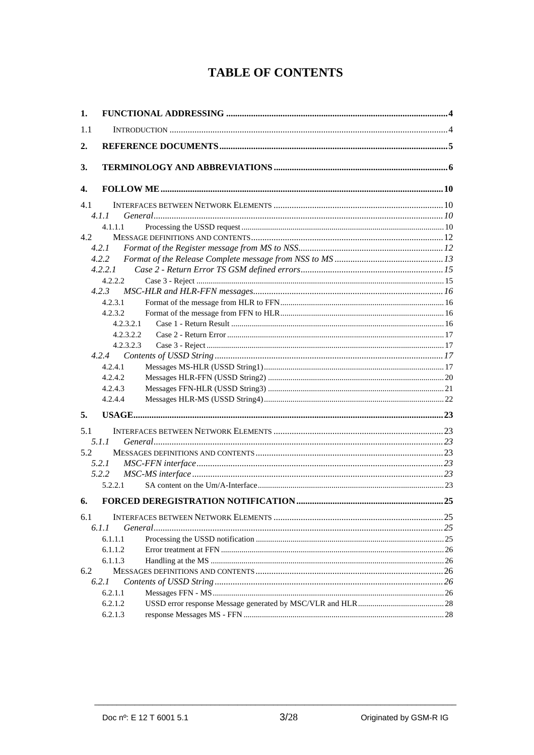# TABLE OF CONTENTS

1. FUNCTIONAL ADDRESSING ..... 4
1.1 INTRODUCTION ..... 4
2. REFERENCE DOCUMENTS ..... 5
3. TERMINOLOGY AND ABBREVIATIONS ..... 6
4. FOLLOW ME ..... 10
4.1 INTERFACES BETWEEN NETWORK ELEMENTS ..... 10
4.1.1 *General* ..... 10
4.1.1.1 Processing the USSD request ..... 10
4.2 MESSAGE DEFINITIONS AND CONTENTS ..... 12
4.2.1 *Format of the Register message from MS to NSS* ..... 12
4.2.2 *Format of the Release Complete message from NSS to MS* ..... 13
4.2.2.1 *Case 2 - Return Error TS GSM defined errors* ..... 15
4.2.2.2 Case 3 - Reject ..... 15
4.2.3 *MSC-HLR and HLR-FFN messages* ..... 16
4.2.3.1 Format of the message from HLR to FFN ..... 16
4.2.3.2 Format of the message from FFN to HLR ..... 16
4.2.3.2.1 Case 1 - Return Result ..... 16
4.2.3.2.2 Case 2 - Return Error ..... 17
4.2.3.2.3 Case 3 - Reject ..... 17
4.2.4 *Contents of USSD String* ..... 17
4.2.4.1 Messages MS-HLR (USSD String1) ..... 17
4.2.4.2 Messages HLR-FFN (USSD String2) ..... 20
4.2.4.3 Messages FFN-HLR (USSD String3) ..... 21
4.2.4.4 Messages HLR-MS (USSD String4) ..... 22
5. USAGE ..... 23
5.1 INTERFACES BETWEEN NETWORK ELEMENTS ..... 23
5.1.1 *General* ..... 23
5.2 MESSAGES DEFINITIONS AND CONTENTS ..... 23
5.2.1 *MSC-FFN interface* ..... 23
5.2.2 *MSC-MS interface* ..... 23
5.2.2.1 SA content on the Um/A-Interface ..... 23
6. FORCED DEREGISTRATION NOTIFICATION ..... 25
6.1 INTERFACES BETWEEN NETWORK ELEMENTS ..... 25
6.1.1 *General* ..... 25
6.1.1.1 Processing the USSD notification ..... 25
6.1.1.2 Error treatment at FFN ..... 26
6.1.1.3 Handling at the MS ..... 26
6.2 MESSAGES DEFINITIONS AND CONTENTS ..... 26
6.2.1 *Contents of USSD String* ..... 26
6.2.1.1 Messages FFN - MS ..... 26
6.2.1.2 USSD error response Message generated by MSC/VLR and HLR ..... 28
6.2.1.3 response Messages MS - FFN ..... 28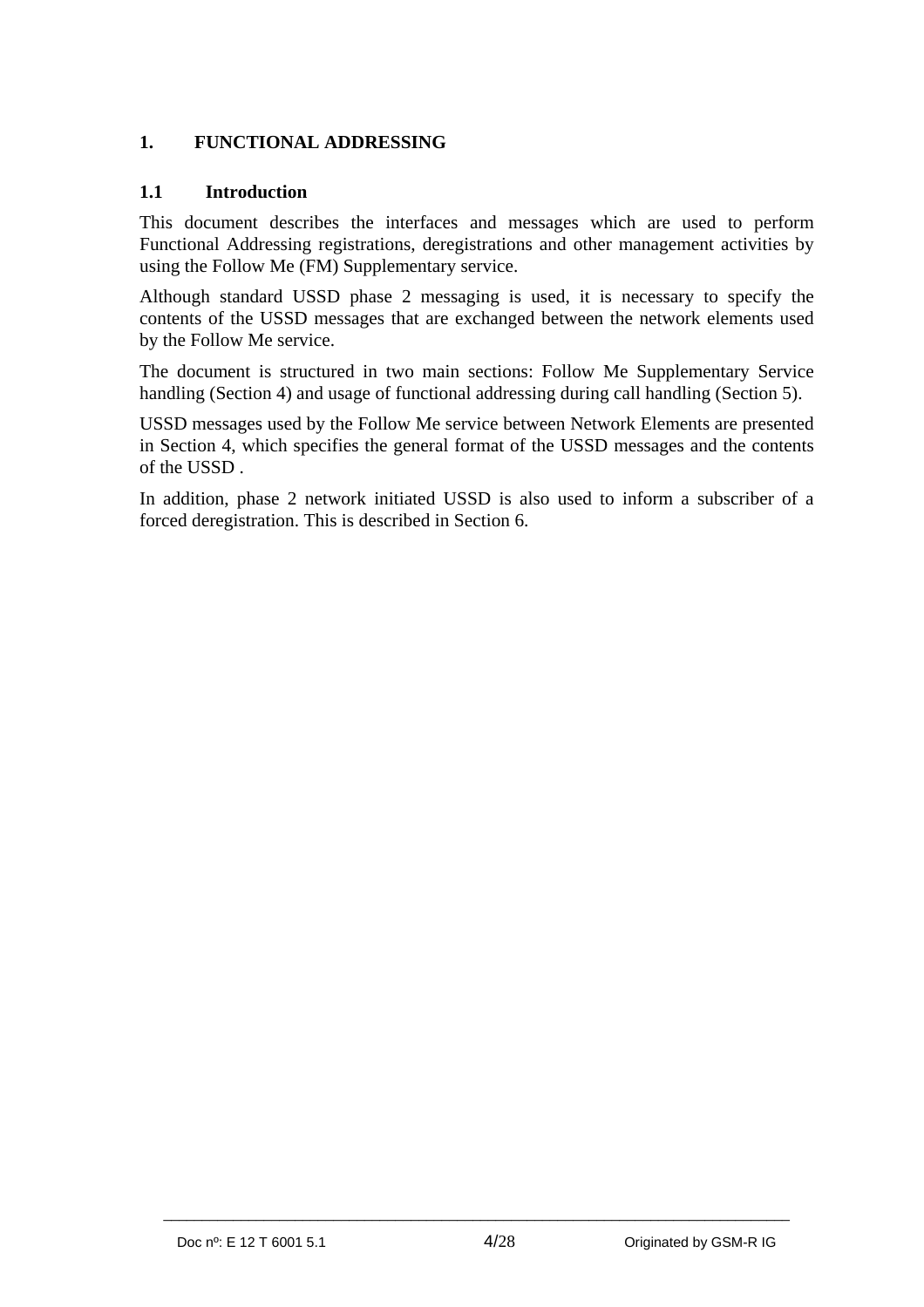# 1. FUNCTIONAL ADDRESSING

## 1.1 Introduction

This document describes the interfaces and messages which are used to perform Functional Addressing registrations, deregistrations and other management activities by using the Follow Me (FM) Supplementary service.

Although standard USSD phase 2 messaging is used, it is necessary to specify the contents of the USSD messages that are exchanged between the network elements used by the Follow Me service.

The document is structured in two main sections: Follow Me Supplementary Service handling (Section 4) and usage of functional addressing during call handling (Section 5).

USSD messages used by the Follow Me service between Network Elements are presented in Section 4, which specifies the general format of the USSD messages and the contents of the USSD .

In addition, phase 2 network initiated USSD is also used to inform a subscriber of a forced deregistration. This is described in Section 6.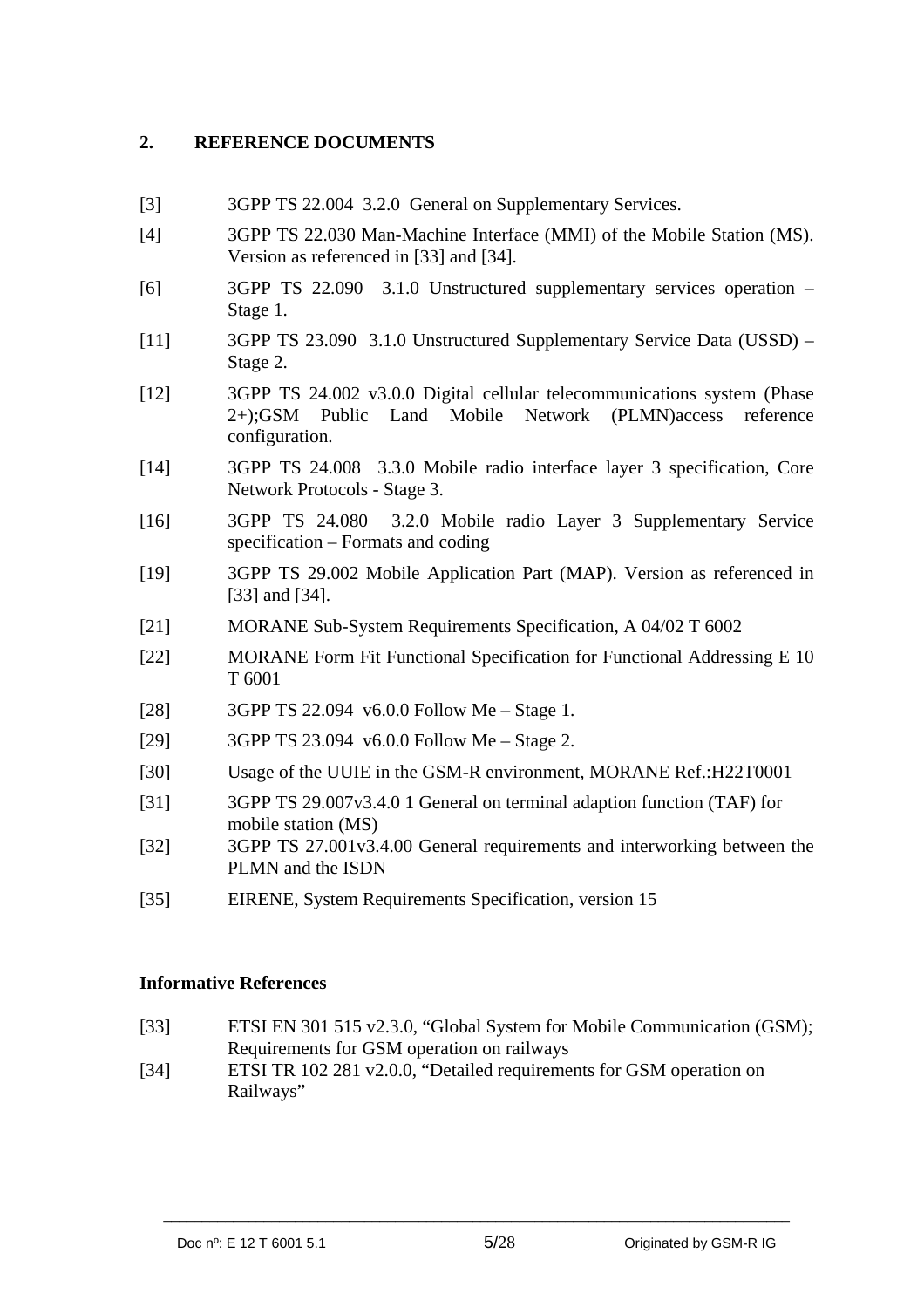## 2. REFERENCE DOCUMENTS

[3] 3GPP TS 22.004 3.2.0 General on Supplementary Services.

[4] 3GPP TS 22.030 Man-Machine Interface (MMI) of the Mobile Station (MS). Version as referenced in [33] and [34].

[6] 3GPP TS 22.090 3.1.0 Unstructured supplementary services operation – Stage 1.

[11] 3GPP TS 23.090 3.1.0 Unstructured Supplementary Service Data (USSD) – Stage 2.

[12] 3GPP TS 24.002 v3.0.0 Digital cellular telecommunications system (Phase 2+);GSM Public Land Mobile Network (PLMN)access reference configuration.

[14] 3GPP TS 24.008 3.3.0 Mobile radio interface layer 3 specification, Core Network Protocols - Stage 3.

[16] 3GPP TS 24.080 3.2.0 Mobile radio Layer 3 Supplementary Service specification – Formats and coding

[19] 3GPP TS 29.002 Mobile Application Part (MAP). Version as referenced in [33] and [34].

[21] MORANE Sub-System Requirements Specification, A 04/02 T 6002

[22] MORANE Form Fit Functional Specification for Functional Addressing E 10 T 6001

[28] 3GPP TS 22.094 v6.0.0 Follow Me – Stage 1.

[29] 3GPP TS 23.094 v6.0.0 Follow Me – Stage 2.

[30] Usage of the UUIE in the GSM-R environment, MORANE Ref.:H22T0001

[31] 3GPP TS 29.007v3.4.0 1 General on terminal adaption function (TAF) for mobile station (MS)

[32] 3GPP TS 27.001v3.4.00 General requirements and interworking between the PLMN and the ISDN

[35] EIRENE, System Requirements Specification, version 15

**Informative References**

[33] ETSI EN 301 515 v2.3.0, "Global System for Mobile Communication (GSM); Requirements for GSM operation on railways

[34] ETSI TR 102 281 v2.0.0, "Detailed requirements for GSM operation on Railways"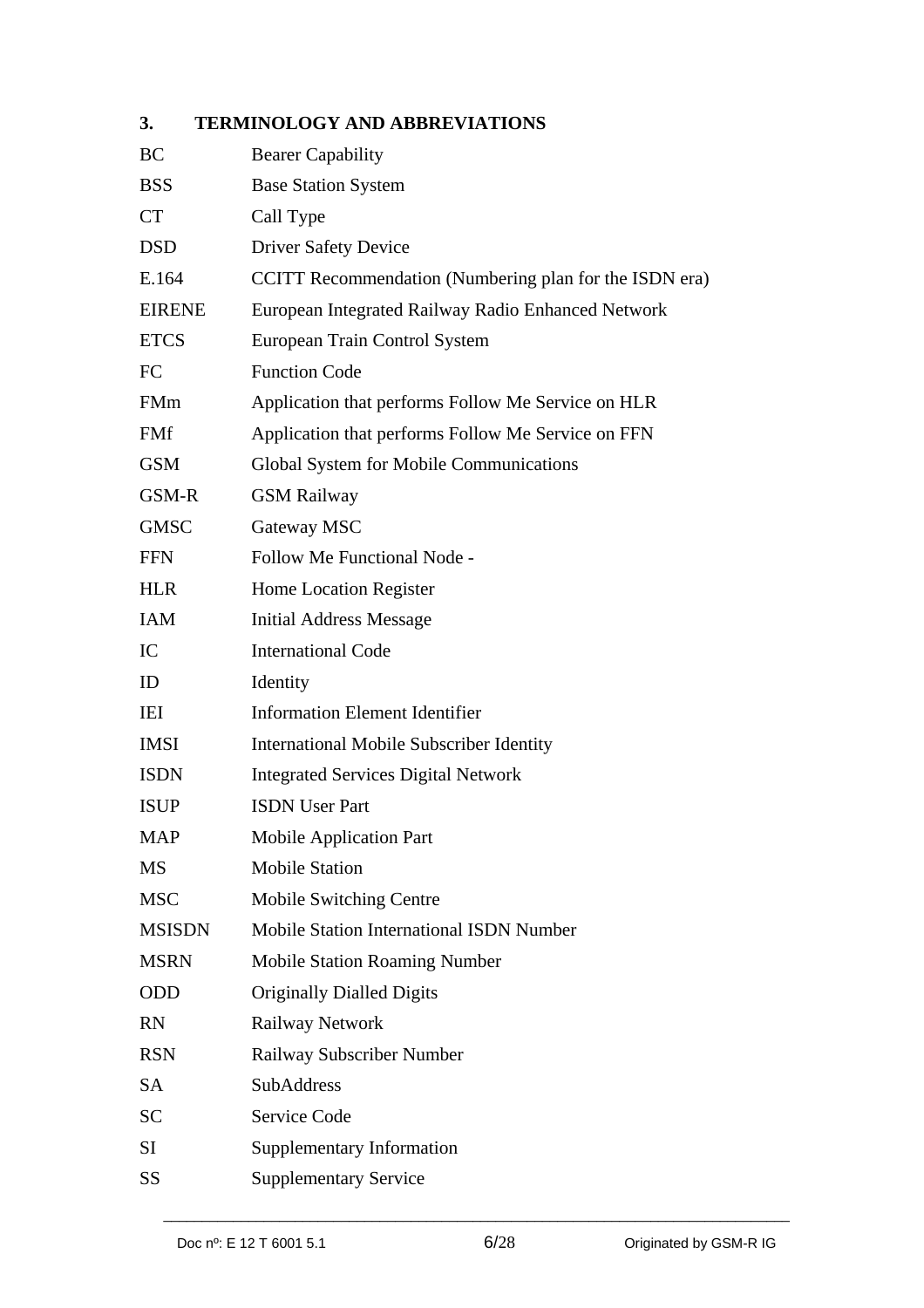## 3. TERMINOLOGY AND ABBREVIATIONS

| | |
|---|---|
| BC | Bearer Capability |
| BSS | Base Station System |
| CT | Call Type |
| DSD | Driver Safety Device |
| E.164 | CCITT Recommendation (Numbering plan for the ISDN era) |
| EIRENE | European Integrated Railway Radio Enhanced Network |
| ETCS | European Train Control System |
| FC | Function Code |
| FMm | Application that performs Follow Me Service on HLR |
| FMf | Application that performs Follow Me Service on FFN |
| GSM | Global System for Mobile Communications |
| GSM-R | GSM Railway |
| GMSC | Gateway MSC |
| FFN | Follow Me Functional Node - |
| HLR | Home Location Register |
| IAM | Initial Address Message |
| IC | International Code |
| ID | Identity |
| IEI | Information Element Identifier |
| IMSI | International Mobile Subscriber Identity |
| ISDN | Integrated Services Digital Network |
| ISUP | ISDN User Part |
| MAP | Mobile Application Part |
| MS | Mobile Station |
| MSC | Mobile Switching Centre |
| MSISDN | Mobile Station International ISDN Number |
| MSRN | Mobile Station Roaming Number |
| ODD | Originally Dialled Digits |
| RN | Railway Network |
| RSN | Railway Subscriber Number |
| SA | SubAddress |
| SC | Service Code |
| SI | Supplementary Information |
| SS | Supplementary Service |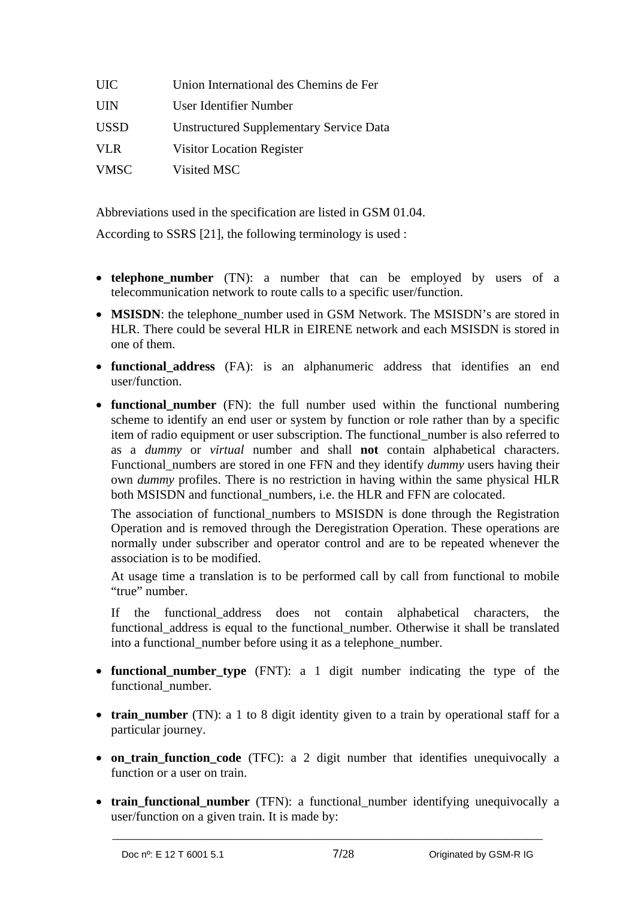| | |
|---|---|
| UIC | Union International des Chemins de Fer |
| UIN | User Identifier Number |
| USSD | Unstructured Supplementary Service Data |
| VLR | Visitor Location Register |
| VMSC | Visited MSC |

Abbreviations used in the specification are listed in GSM 01.04.

According to SSRS [21], the following terminology is used :

- **telephone_number** (TN): a number that can be employed by users of a telecommunication network to route calls to a specific user/function.
- **MSISDN**: the telephone_number used in GSM Network. The MSISDN's are stored in HLR. There could be several HLR in EIRENE network and each MSISDN is stored in one of them.
- **functional_address** (FA): is an alphanumeric address that identifies an end user/function.
- **functional_number** (FN): the full number used within the functional numbering scheme to identify an end user or system by function or role rather than by a specific item of radio equipment or user subscription. The functional_number is also referred to as a *dummy* or *virtual* number and shall **not** contain alphabetical characters. Functional_numbers are stored in one FFN and they identify *dummy* users having their own *dummy* profiles. There is no restriction in having within the same physical HLR both MSISDN and functional_numbers, i.e. the HLR and FFN are colocated.

  The association of functional_numbers to MSISDN is done through the Registration Operation and is removed through the Deregistration Operation. These operations are normally under subscriber and operator control and are to be repeated whenever the association is to be modified.

  At usage time a translation is to be performed call by call from functional to mobile "true" number.

  If the functional_address does not contain alphabetical characters, the functional_address is equal to the functional_number. Otherwise it shall be translated into a functional_number before using it as a telephone_number.

- **functional_number_type** (FNT): a 1 digit number indicating the type of the functional_number.
- **train_number** (TN): a 1 to 8 digit identity given to a train by operational staff for a particular journey.
- **on_train_function_code** (TFC): a 2 digit number that identifies unequivocally a function or a user on train.
- **train_functional_number** (TFN): a functional_number identifying unequivocally a user/function on a given train. It is made by: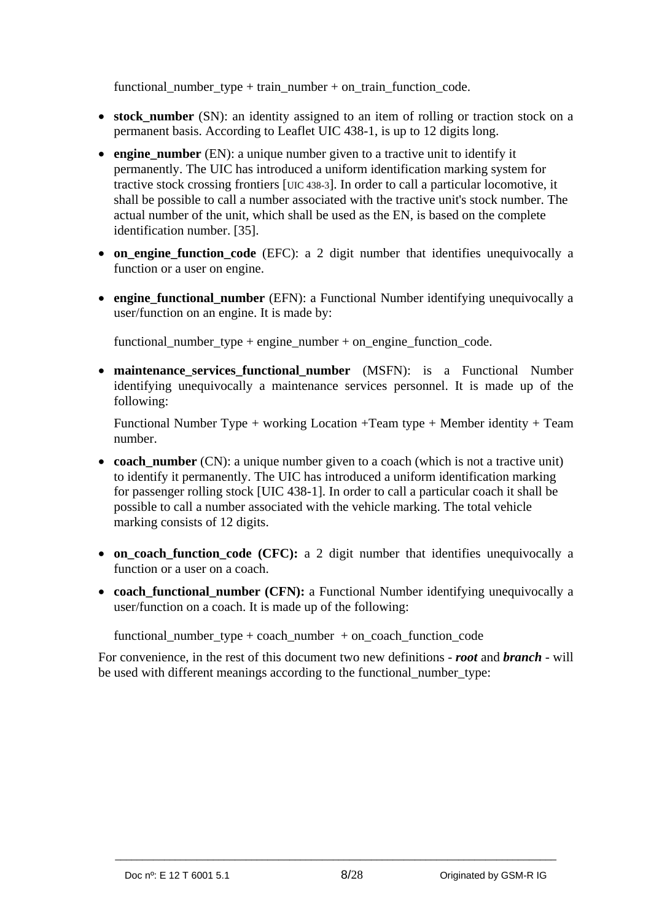functional_number_type + train_number + on_train_function_code.

- **stock_number** (SN): an identity assigned to an item of rolling or traction stock on a permanent basis. According to Leaflet UIC 438-1, is up to 12 digits long.
- **engine_number** (EN): a unique number given to a tractive unit to identify it permanently. The UIC has introduced a uniform identification marking system for tractive stock crossing frontiers [UIC 438-3]. In order to call a particular locomotive, it shall be possible to call a number associated with the tractive unit's stock number. The actual number of the unit, which shall be used as the EN, is based on the complete identification number. [35].
- **on_engine_function_code** (EFC): a 2 digit number that identifies unequivocally a function or a user on engine.
- **engine_functional_number** (EFN): a Functional Number identifying unequivocally a user/function on an engine. It is made by:

  functional_number_type + engine_number + on_engine_function_code.

- **maintenance_services_functional_number** (MSFN): is a Functional Number identifying unequivocally a maintenance services personnel. It is made up of the following:

  Functional Number Type + working Location +Team type + Member identity + Team number.

- **coach_number** (CN): a unique number given to a coach (which is not a tractive unit) to identify it permanently. The UIC has introduced a uniform identification marking for passenger rolling stock [UIC 438-1]. In order to call a particular coach it shall be possible to call a number associated with the vehicle marking. The total vehicle marking consists of 12 digits.
- **on_coach_function_code (CFC):** a 2 digit number that identifies unequivocally a function or a user on a coach.
- **coach_functional_number (CFN):** a Functional Number identifying unequivocally a user/function on a coach. It is made up of the following:

  functional_number_type + coach_number + on_coach_function_code

For convenience, in the rest of this document two new definitions - ***root*** and ***branch*** - will be used with different meanings according to the functional_number_type: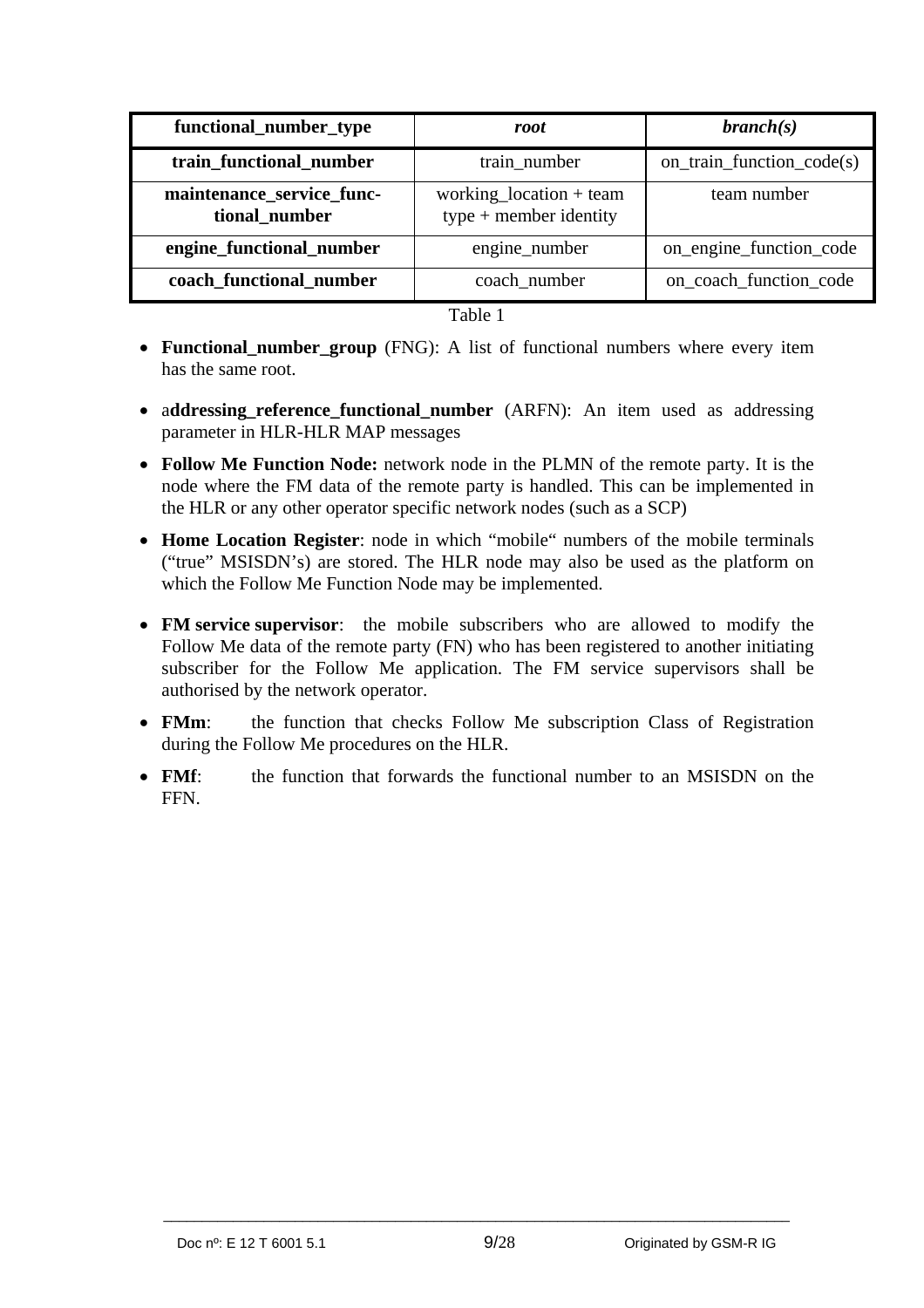| functional_number_type | *root* | *branch(s)* |
|---|---|---|
| **train_functional_number** | train_number | on_train_function_code(s) |
| **maintenance_service_functional_number** | working_location + team type + member identity | team number |
| **engine_functional_number** | engine_number | on_engine_function_code |
| **coach_functional_number** | coach_number | on_coach_function_code |

Table 1

- **Functional_number_group** (FNG): A list of functional numbers where every item has the same root.
- a**ddressing_reference_functional_number** (ARFN): An item used as addressing parameter in HLR-HLR MAP messages
- **Follow Me Function Node:** network node in the PLMN of the remote party. It is the node where the FM data of the remote party is handled. This can be implemented in the HLR or any other operator specific network nodes (such as a SCP)
- **Home Location Register**: node in which "mobile" numbers of the mobile terminals ("true" MSISDN's) are stored. The HLR node may also be used as the platform on which the Follow Me Function Node may be implemented.
- **FM service supervisor**: the mobile subscribers who are allowed to modify the Follow Me data of the remote party (FN) who has been registered to another initiating subscriber for the Follow Me application. The FM service supervisors shall be authorised by the network operator.
- **FMm**: the function that checks Follow Me subscription Class of Registration during the Follow Me procedures on the HLR.
- **FMf**: the function that forwards the functional number to an MSISDN on the FFN.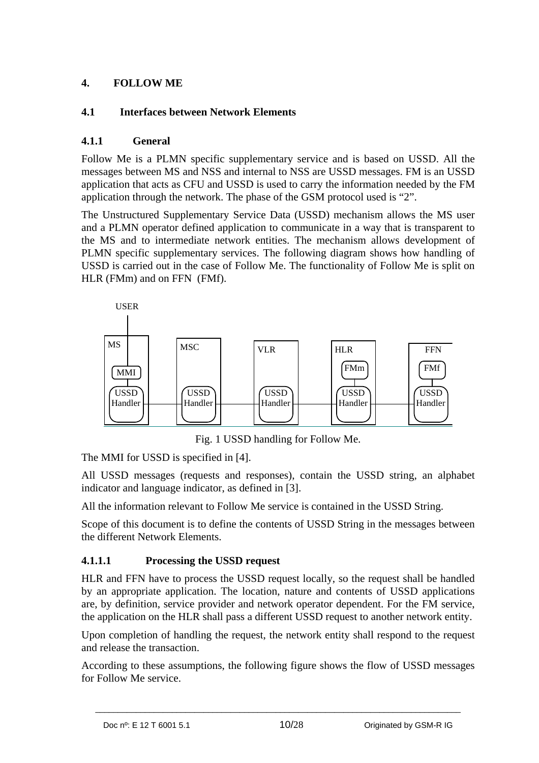# 4. FOLLOW ME

## 4.1 Interfaces between Network Elements

### 4.1.1 General

Follow Me is a PLMN specific supplementary service and is based on USSD. All the messages between MS and NSS and internal to NSS are USSD messages. FM is an USSD application that acts as CFU and USSD is used to carry the information needed by the FM application through the network. The phase of the GSM protocol used is “2”.

The Unstructured Supplementary Service Data (USSD) mechanism allows the MS user and a PLMN operator defined application to communicate in a way that is transparent to the MS and to intermediate network entities. The mechanism allows development of PLMN specific supplementary services. The following diagram shows how handling of USSD is carried out in the case of Follow Me. The functionality of Follow Me is split on HLR (FMm) and on FFN (FMf).

USER

MS | MSC | VLR | HLR | FFN

MMI | FMm | FMf

USSD Handler | USSD Handler | USSD Handler | USSD Handler | USSD Handler

Fig. 1 USSD handling for Follow Me.

The MMI for USSD is specified in [4].

All USSD messages (requests and responses), contain the USSD string, an alphabet indicator and language indicator, as defined in [3].

All the information relevant to Follow Me service is contained in the USSD String.

Scope of this document is to define the contents of USSD String in the messages between the different Network Elements.

#### 4.1.1.1 Processing the USSD request

HLR and FFN have to process the USSD request locally, so the request shall be handled by an appropriate application. The location, nature and contents of USSD applications are, by definition, service provider and network operator dependent. For the FM service, the application on the HLR shall pass a different USSD request to another network entity.

Upon completion of handling the request, the network entity shall respond to the request and release the transaction.

According to these assumptions, the following figure shows the flow of USSD messages for Follow Me service.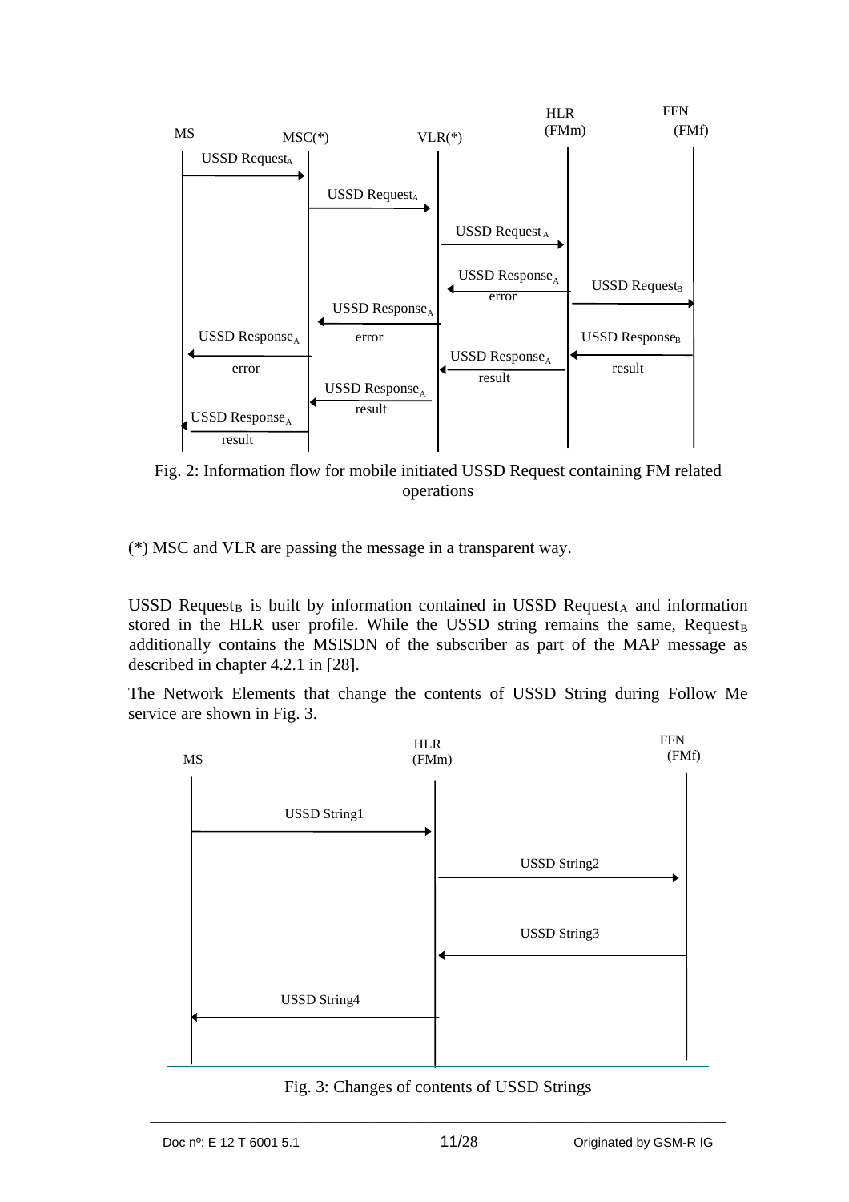Fig. 2: Information flow for mobile initiated USSD Request containing FM related operations

(*) MSC and VLR are passing the message in a transparent way.

USSD $Request_B$ is built by information contained in USSD $Request_A$ and information stored in the HLR user profile. While the USSD string remains the same, $Request_B$ additionally contains the MSISDN of the subscriber as part of the MAP message as described in chapter 4.2.1 in [28].

The Network Elements that change the contents of USSD String during Follow Me service are shown in Fig. 3.

Fig. 3: Changes of contents of USSD Strings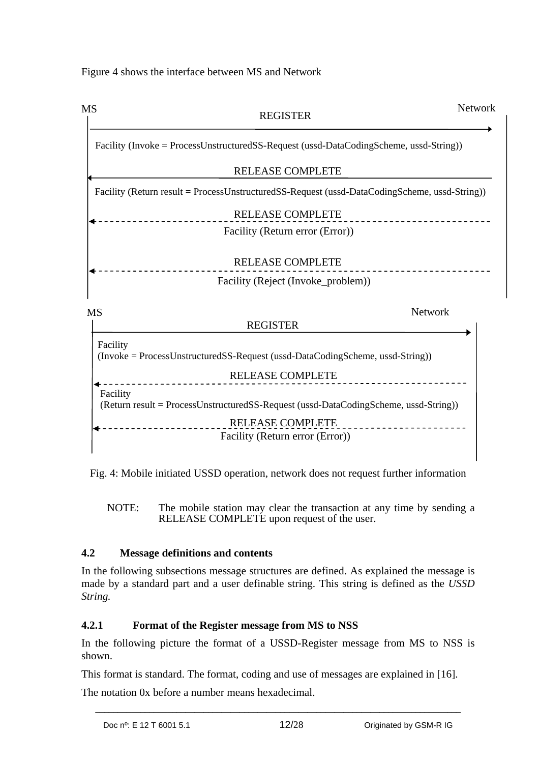Figure 4 shows the interface between MS and Network

MS — Network

REGISTER (MS → Network)

Facility (Invoke = ProcessUnstructuredSS-Request (ussd-DataCodingScheme, ussd-String))

RELEASE COMPLETE (Network → MS)

Facility (Return result = ProcessUnstructuredSS-Request (ussd-DataCodingScheme, ussd-String))

RELEASE COMPLETE (Network → MS, dashed)

Facility (Return error (Error))

RELEASE COMPLETE (Network → MS, dashed)

Facility (Reject (Invoke_problem))

MS — Network

REGISTER (MS → Network)

Facility
(Invoke = ProcessUnstructuredSS-Request (ussd-DataCodingScheme, ussd-String))

RELEASE COMPLETE (Network → MS, dashed)

Facility
(Return result = ProcessUnstructuredSS-Request (ussd-DataCodingScheme, ussd-String))

RELEASE COMPLETE (Network → MS, dashed)

Facility (Return error (Error))

Fig. 4: Mobile initiated USSD operation, network does not request further information

NOTE: The mobile station may clear the transaction at any time by sending a RELEASE COMPLETE upon request of the user.

## 4.2 Message definitions and contents

In the following subsections message structures are defined. As explained the message is made by a standard part and a user definable string. This string is defined as the *USSD String.*

### 4.2.1 Format of the Register message from MS to NSS

In the following picture the format of a USSD-Register message from MS to NSS is shown.

This format is standard. The format, coding and use of messages are explained in [16].

The notation 0x before a number means hexadecimal.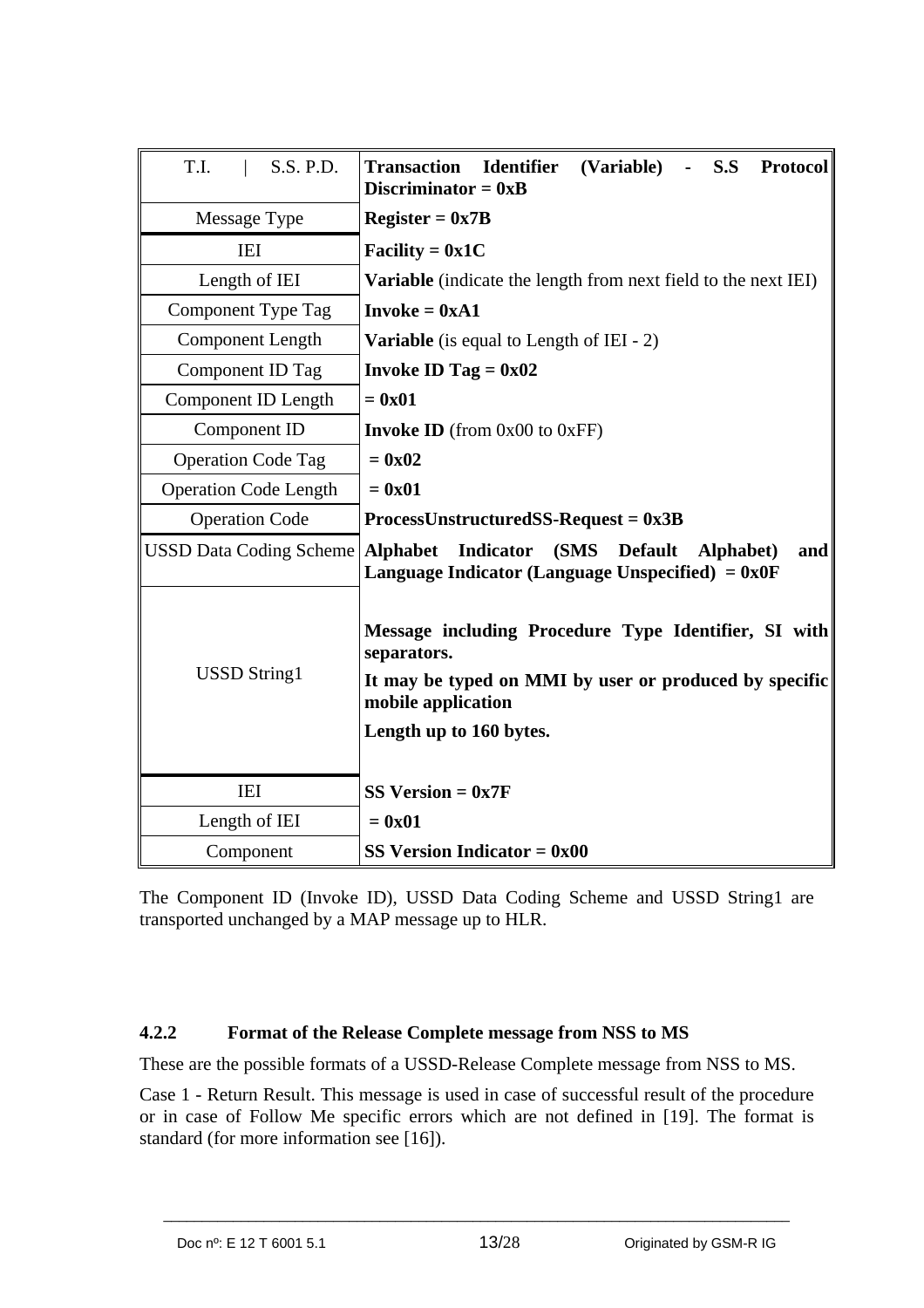| T.I. &#124; S.S. P.D. | **Transaction Identifier (Variable) - S.S Protocol Discriminator = 0xB** |
|---|---|
| Message Type | **Register = 0x7B** |
| IEI | **Facility = 0x1C** |
| Length of IEI | **Variable** (indicate the length from next field to the next IEI) |
| Component Type Tag | **Invoke = 0xA1** |
| Component Length | **Variable** (is equal to Length of IEI - 2) |
| Component ID Tag | **Invoke ID Tag = 0x02** |
| Component ID Length | **= 0x01** |
| Component ID | **Invoke ID** (from 0x00 to 0xFF) |
| Operation Code Tag | **= 0x02** |
| Operation Code Length | **= 0x01** |
| Operation Code | **ProcessUnstructuredSS-Request = 0x3B** |
| USSD Data Coding Scheme | **Alphabet Indicator (SMS Default Alphabet) and Language Indicator (Language Unspecified) = 0x0F** |
| USSD String1 | **Message including Procedure Type Identifier, SI with separators.** **It may be typed on MMI by user or produced by specific mobile application** **Length up to 160 bytes.** |
| IEI | **SS Version = 0x7F** |
| Length of IEI | **= 0x01** |
| Component | **SS Version Indicator = 0x00** |

The Component ID (Invoke ID), USSD Data Coding Scheme and USSD String1 are transported unchanged by a MAP message up to HLR.

### 4.2.2 Format of the Release Complete message from NSS to MS

These are the possible formats of a USSD-Release Complete message from NSS to MS.

Case 1 - Return Result. This message is used in case of successful result of the procedure or in case of Follow Me specific errors which are not defined in [19]. The format is standard (for more information see [16]).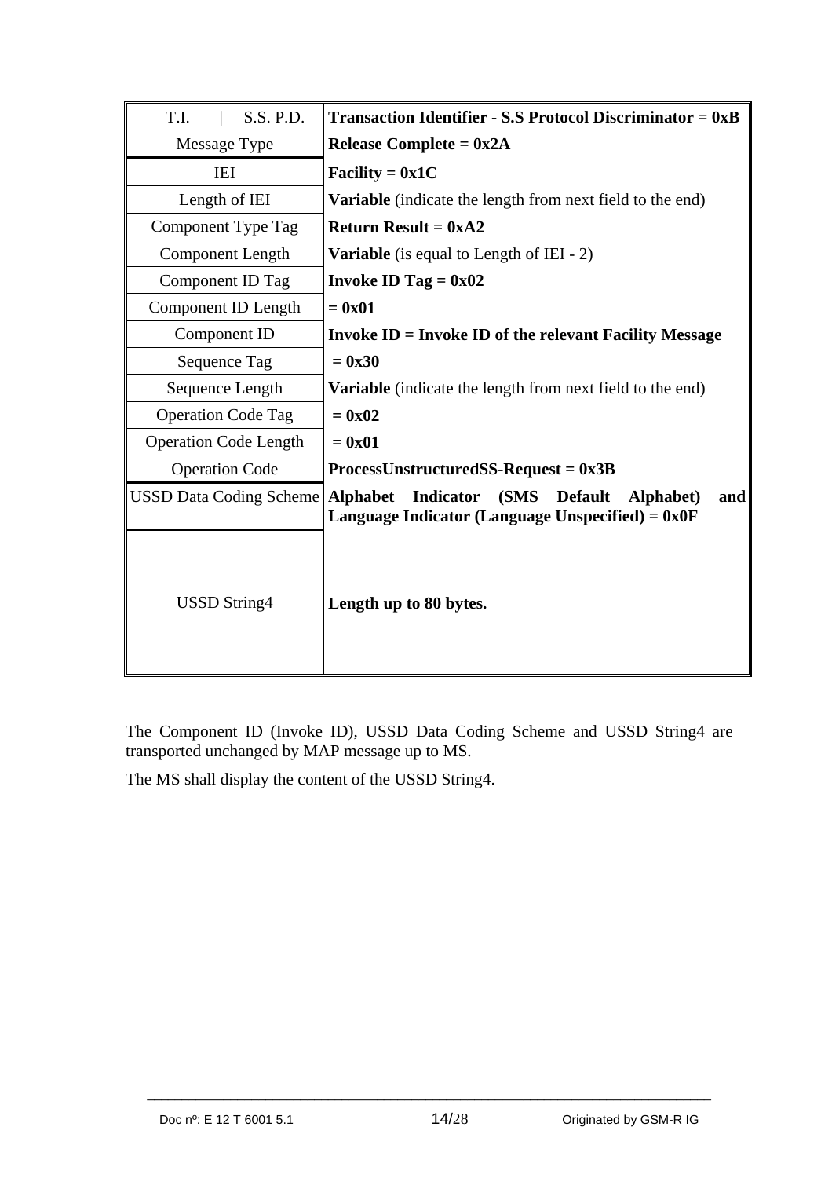| T.I. \| S.S. P.D. | **Transaction Identifier - S.S Protocol Discriminator = 0xB** |
|---|---|
| Message Type | **Release Complete = 0x2A** |
| IEI | **Facility = 0x1C** |
| Length of IEI | **Variable** (indicate the length from next field to the end) |
| Component Type Tag | **Return Result = 0xA2** |
| Component Length | **Variable** (is equal to Length of IEI - 2) |
| Component ID Tag | **Invoke ID Tag = 0x02** |
| Component ID Length | **= 0x01** |
| Component ID | **Invoke ID = Invoke ID of the relevant Facility Message** |
| Sequence Tag | **= 0x30** |
| Sequence Length | **Variable** (indicate the length from next field to the end) |
| Operation Code Tag | **= 0x02** |
| Operation Code Length | **= 0x01** |
| Operation Code | **ProcessUnstructuredSS-Request = 0x3B** |
| USSD Data Coding Scheme | **Alphabet Indicator (SMS Default Alphabet) and Language Indicator (Language Unspecified) = 0x0F** |
| USSD String4 | **Length up to 80 bytes.** |

The Component ID (Invoke ID), USSD Data Coding Scheme and USSD String4 are transported unchanged by MAP message up to MS.

The MS shall display the content of the USSD String4.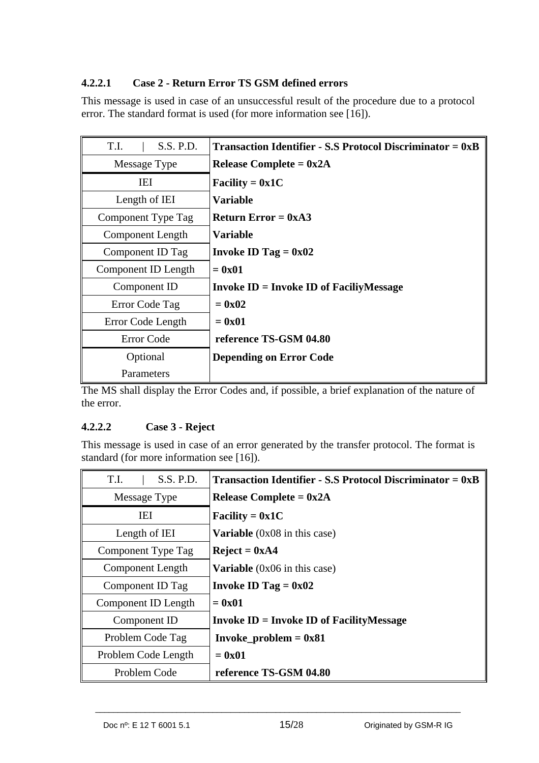#### 4.2.2.1 Case 2 - Return Error TS GSM defined errors

This message is used in case of an unsuccessful result of the procedure due to a protocol error. The standard format is used (for more information see [16]).

| T.I. \| S.S. P.D. | **Transaction Identifier - S.S Protocol Discriminator = 0xB** |
|---|---|
| Message Type | **Release Complete = 0x2A** |
| IEI | **Facility = 0x1C** |
| Length of IEI | **Variable** |
| Component Type Tag | **Return Error = 0xA3** |
| Component Length | **Variable** |
| Component ID Tag | **Invoke ID Tag = 0x02** |
| Component ID Length | **= 0x01** |
| Component ID | **Invoke ID = Invoke ID of FaciliyMessage** |
| Error Code Tag | **= 0x02** |
| Error Code Length | **= 0x01** |
| Error Code | **reference TS-GSM 04.80** |
| Optional Parameters | **Depending on Error Code** |

The MS shall display the Error Codes and, if possible, a brief explanation of the nature of the error.

#### 4.2.2.2 Case 3 - Reject

This message is used in case of an error generated by the transfer protocol. The format is standard (for more information see [16]).

| T.I. \| S.S. P.D. | **Transaction Identifier - S.S Protocol Discriminator = 0xB** |
|---|---|
| Message Type | **Release Complete = 0x2A** |
| IEI | **Facility = 0x1C** |
| Length of IEI | **Variable** (0x08 in this case) |
| Component Type Tag | **Reject = 0xA4** |
| Component Length | **Variable** (0x06 in this case) |
| Component ID Tag | **Invoke ID Tag = 0x02** |
| Component ID Length | **= 0x01** |
| Component ID | **Invoke ID = Invoke ID of FacilityMessage** |
| Problem Code Tag | **Invoke_problem = 0x81** |
| Problem Code Length | **= 0x01** |
| Problem Code | **reference TS-GSM 04.80** |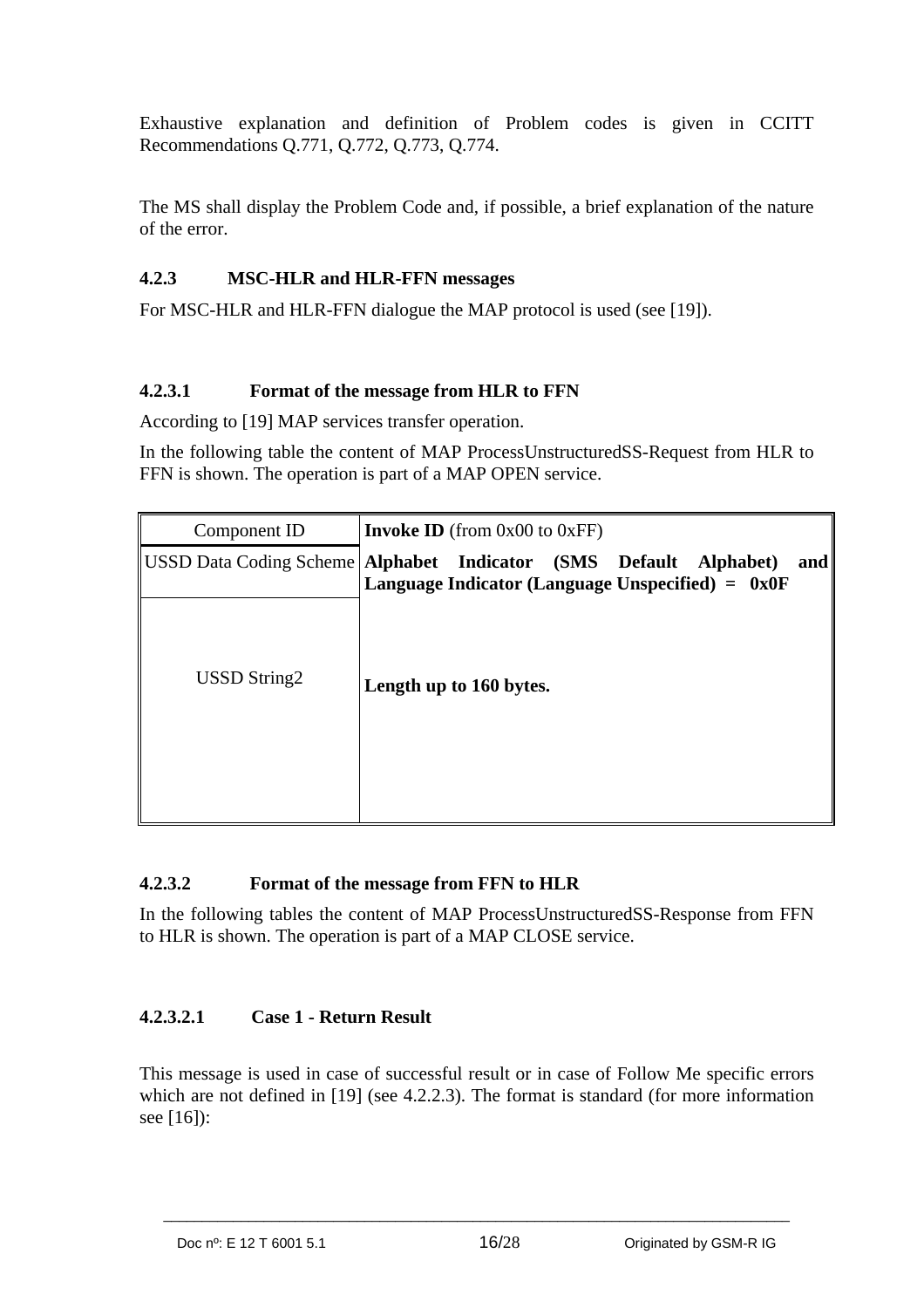Exhaustive explanation and definition of Problem codes is given in CCITT Recommendations Q.771, Q.772, Q.773, Q.774.

The MS shall display the Problem Code and, if possible, a brief explanation of the nature of the error.

### 4.2.3 MSC-HLR and HLR-FFN messages

For MSC-HLR and HLR-FFN dialogue the MAP protocol is used (see [19]).

#### 4.2.3.1 Format of the message from HLR to FFN

According to [19] MAP services transfer operation.

In the following table the content of MAP ProcessUnstructuredSS-Request from HLR to FFN is shown. The operation is part of a MAP OPEN service.

| Component ID | **Invoke ID** (from 0x00 to 0xFF) |
|---|---|
| USSD Data Coding Scheme | **Alphabet Indicator (SMS Default Alphabet) and Language Indicator (Language Unspecified) = 0x0F** |
| USSD String2 | **Length up to 160 bytes.** |

#### 4.2.3.2 Format of the message from FFN to HLR

In the following tables the content of MAP ProcessUnstructuredSS-Response from FFN to HLR is shown. The operation is part of a MAP CLOSE service.

##### 4.2.3.2.1 Case 1 - Return Result

This message is used in case of successful result or in case of Follow Me specific errors which are not defined in [19] (see 4.2.2.3). The format is standard (for more information see [16]):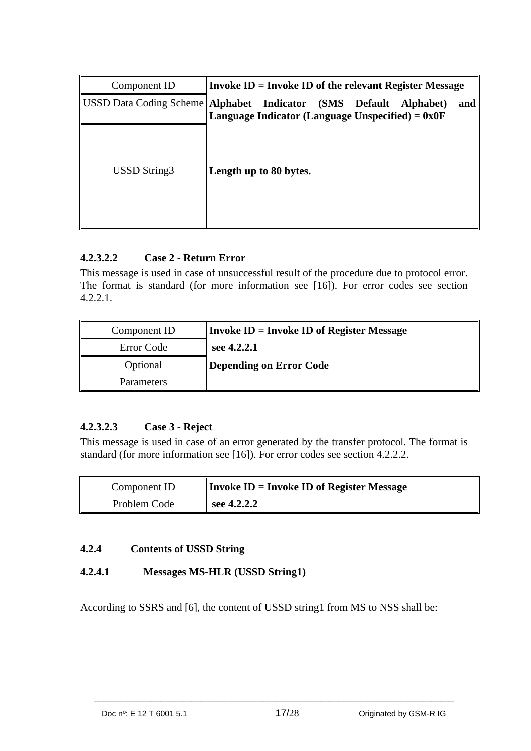| Component ID | **Invoke ID = Invoke ID of the relevant Register Message** |
|---|---|
| USSD Data Coding Scheme | **Alphabet Indicator (SMS Default Alphabet) and Language Indicator (Language Unspecified) = 0x0F** |
| USSD String3 | **Length up to 80 bytes.** |

#### 4.2.3.2.2 Case 2 - Return Error

This message is used in case of unsuccessful result of the procedure due to protocol error. The format is standard (for more information see [16]). For error codes see section 4.2.2.1.

| Component ID | **Invoke ID = Invoke ID of Register Message** |
|---|---|
| Error Code | **see 4.2.2.1** |
| Optional Parameters | **Depending on Error Code** |

#### 4.2.3.2.3 Case 3 - Reject

This message is used in case of an error generated by the transfer protocol. The format is standard (for more information see [16]). For error codes see section 4.2.2.2.

| Component ID | **Invoke ID = Invoke ID of Register Message** |
|---|---|
| Problem Code | **see 4.2.2.2** |

### 4.2.4 Contents of USSD String

#### 4.2.4.1 Messages MS-HLR (USSD String1)

According to SSRS and [6], the content of USSD string1 from MS to NSS shall be: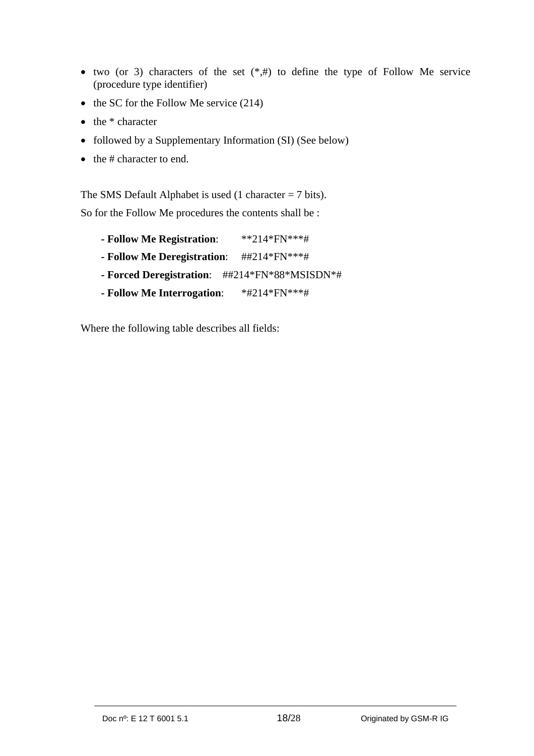- two (or 3) characters of the set (*,#) to define the type of Follow Me service (procedure type identifier)
- the SC for the Follow Me service (214)
- the * character
- followed by a Supplementary Information (SI) (See below)
- the # character to end.

The SMS Default Alphabet is used (1 character = 7 bits).

So for the Follow Me procedures the contents shall be :

- **Follow Me Registration**: **214*FN***#
- **Follow Me Deregistration**: ##214*FN***#
- **Forced Deregistration**: ##214*FN*88*MSISDN*#
- **Follow Me Interrogation**: *#214*FN***#

Where the following table describes all fields: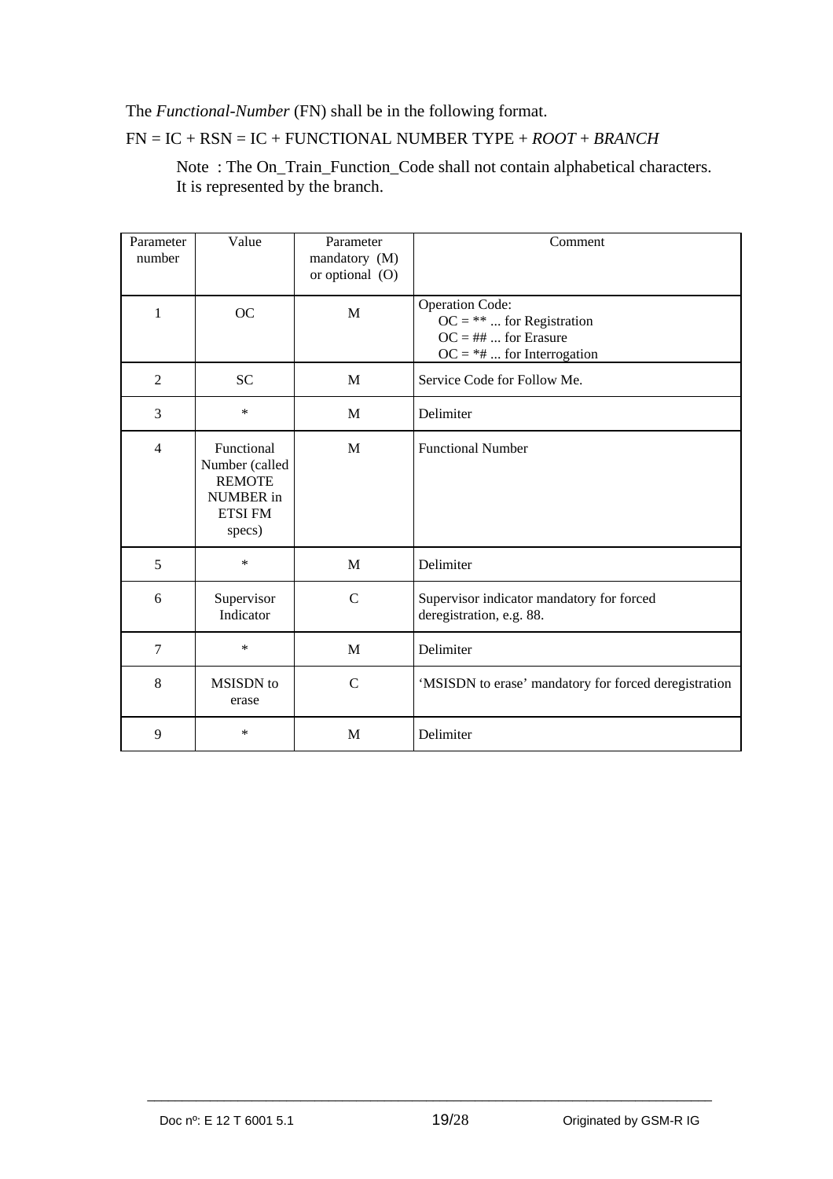The *Functional-Number* (FN) shall be in the following format.

FN = IC + RSN = IC + FUNCTIONAL NUMBER TYPE + *ROOT* + *BRANCH*

> Note : The On_Train_Function_Code shall not contain alphabetical characters. It is represented by the branch.

| Parameter number | Value | Parameter mandatory (M) or optional (O) | Comment |
|---|---|---|---|
| 1 | OC | M | Operation Code:<br>OC = ** ... for Registration<br>OC = ## ... for Erasure<br>OC = *# ... for Interrogation |
| 2 | SC | M | Service Code for Follow Me. |
| 3 | * | M | Delimiter |
| 4 | Functional Number (called REMOTE NUMBER in ETSI FM specs) | M | Functional Number |
| 5 | * | M | Delimiter |
| 6 | Supervisor Indicator | C | Supervisor indicator mandatory for forced deregistration, e.g. 88. |
| 7 | * | M | Delimiter |
| 8 | MSISDN to erase | C | 'MSISDN to erase' mandatory for forced deregistration |
| 9 | * | M | Delimiter |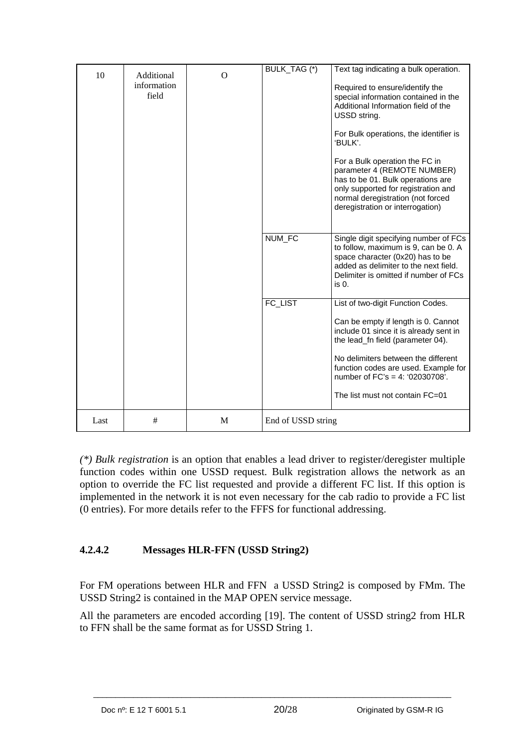| 10 | Additional information field | O | BULK_TAG (*) | Text tag indicating a bulk operation.<br><br>Required to ensure/identify the special information contained in the Additional Information field of the USSD string.<br><br>For Bulk operations, the identifier is 'BULK'.<br><br>For a Bulk operation the FC in parameter 4 (REMOTE NUMBER) has to be 01. Bulk operations are only supported for registration and normal deregistration (not forced deregistration or interrogation) |
|---|---|---|---|---|
| | | | NUM_FC | Single digit specifying number of FCs to follow, maximum is 9, can be 0. A space character (0x20) has to be added as delimiter to the next field. Delimiter is omitted if number of FCs is 0. |
| | | | FC_LIST | List of two-digit Function Codes.<br><br>Can be empty if length is 0. Cannot include 01 since it is already sent in the lead_fn field (parameter 04).<br><br>No delimiters between the different function codes are used. Example for number of FC's = 4: '02030708'.<br><br>The list must not contain FC=01 |
| Last | # | M | End of USSD string | |

*(\*) Bulk registration* is an option that enables a lead driver to register/deregister multiple function codes within one USSD request. Bulk registration allows the network as an option to override the FC list requested and provide a different FC list. If this option is implemented in the network it is not even necessary for the cab radio to provide a FC list (0 entries). For more details refer to the FFFS for functional addressing.

#### 4.2.4.2 Messages HLR-FFN (USSD String2)

For FM operations between HLR and FFN a USSD String2 is composed by FMm. The USSD String2 is contained in the MAP OPEN service message.

All the parameters are encoded according [19]. The content of USSD string2 from HLR to FFN shall be the same format as for USSD String 1.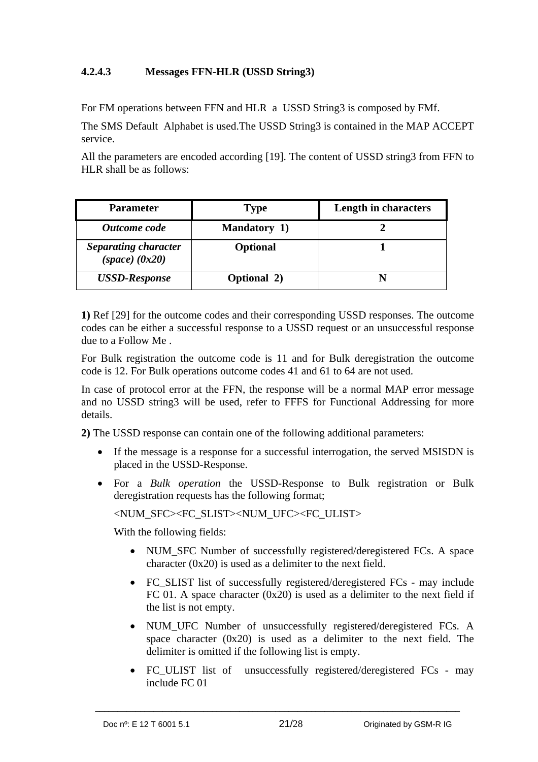#### 4.2.4.3 Messages FFN-HLR (USSD String3)

For FM operations between FFN and HLR a USSD String3 is composed by FMf.

The SMS Default Alphabet is used.The USSD String3 is contained in the MAP ACCEPT service.

All the parameters are encoded according [19]. The content of USSD string3 from FFN to HLR shall be as follows:

| Parameter | Type | Length in characters |
|---|---|---|
| ***Outcome code*** | **Mandatory 1)** | **2** |
| ***Separating character (space) (0x20)*** | **Optional** | **1** |
| ***USSD-Response*** | **Optional 2)** | **N** |

**1)** Ref [29] for the outcome codes and their corresponding USSD responses. The outcome codes can be either a successful response to a USSD request or an unsuccessful response due to a Follow Me .

For Bulk registration the outcome code is 11 and for Bulk deregistration the outcome code is 12. For Bulk operations outcome codes 41 and 61 to 64 are not used.

In case of protocol error at the FFN, the response will be a normal MAP error message and no USSD string3 will be used, refer to FFFS for Functional Addressing for more details.

**2)** The USSD response can contain one of the following additional parameters:

- If the message is a response for a successful interrogation, the served MSISDN is placed in the USSD-Response.
- For a *Bulk operation* the USSD-Response to Bulk registration or Bulk deregistration requests has the following format;

  <NUM_SFC><FC_SLIST><NUM_UFC><FC_ULIST>

  With the following fields:

  - NUM_SFC Number of successfully registered/deregistered FCs. A space character (0x20) is used as a delimiter to the next field.
  - FC_SLIST list of successfully registered/deregistered FCs - may include FC 01. A space character (0x20) is used as a delimiter to the next field if the list is not empty.
  - NUM_UFC Number of unsuccessfully registered/deregistered FCs. A space character (0x20) is used as a delimiter to the next field. The delimiter is omitted if the following list is empty.
  - FC_ULIST list of unsuccessfully registered/deregistered FCs - may include FC 01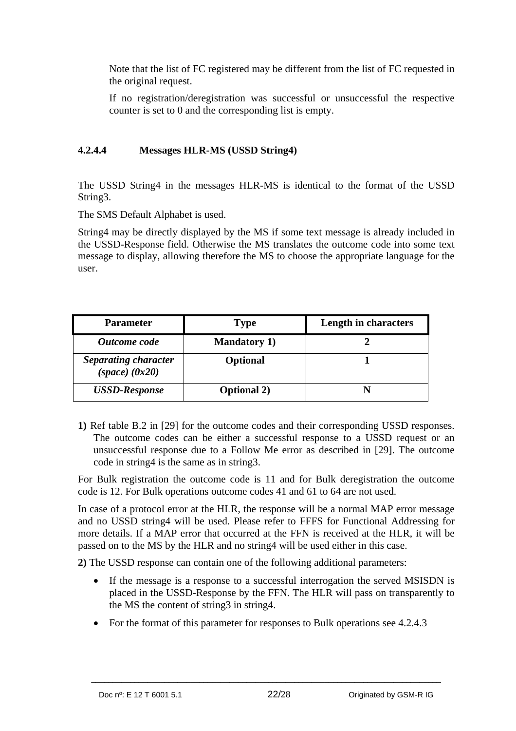Note that the list of FC registered may be different from the list of FC requested in the original request.

If no registration/deregistration was successful or unsuccessful the respective counter is set to 0 and the corresponding list is empty.

#### 4.2.4.4 Messages HLR-MS (USSD String4)

The USSD String4 in the messages HLR-MS is identical to the format of the USSD String3.

The SMS Default Alphabet is used.

String4 may be directly displayed by the MS if some text message is already included in the USSD-Response field. Otherwise the MS translates the outcome code into some text message to display, allowing therefore the MS to choose the appropriate language for the user.

| Parameter | Type | Length in characters |
|---|---|---|
| ***Outcome code*** | **Mandatory 1)** | **2** |
| ***Separating character (space) (0x20)*** | **Optional** | **1** |
| ***USSD-Response*** | **Optional 2)** | **N** |

**1)** Ref table B.2 in [29] for the outcome codes and their corresponding USSD responses. The outcome codes can be either a successful response to a USSD request or an unsuccessful response due to a Follow Me error as described in [29]. The outcome code in string4 is the same as in string3.

For Bulk registration the outcome code is 11 and for Bulk deregistration the outcome code is 12. For Bulk operations outcome codes 41 and 61 to 64 are not used.

In case of a protocol error at the HLR, the response will be a normal MAP error message and no USSD string4 will be used. Please refer to FFFS for Functional Addressing for more details. If a MAP error that occurred at the FFN is received at the HLR, it will be passed on to the MS by the HLR and no string4 will be used either in this case.

**2)** The USSD response can contain one of the following additional parameters:

- If the message is a response to a successful interrogation the served MSISDN is placed in the USSD-Response by the FFN. The HLR will pass on transparently to the MS the content of string3 in string4.
- For the format of this parameter for responses to Bulk operations see 4.2.4.3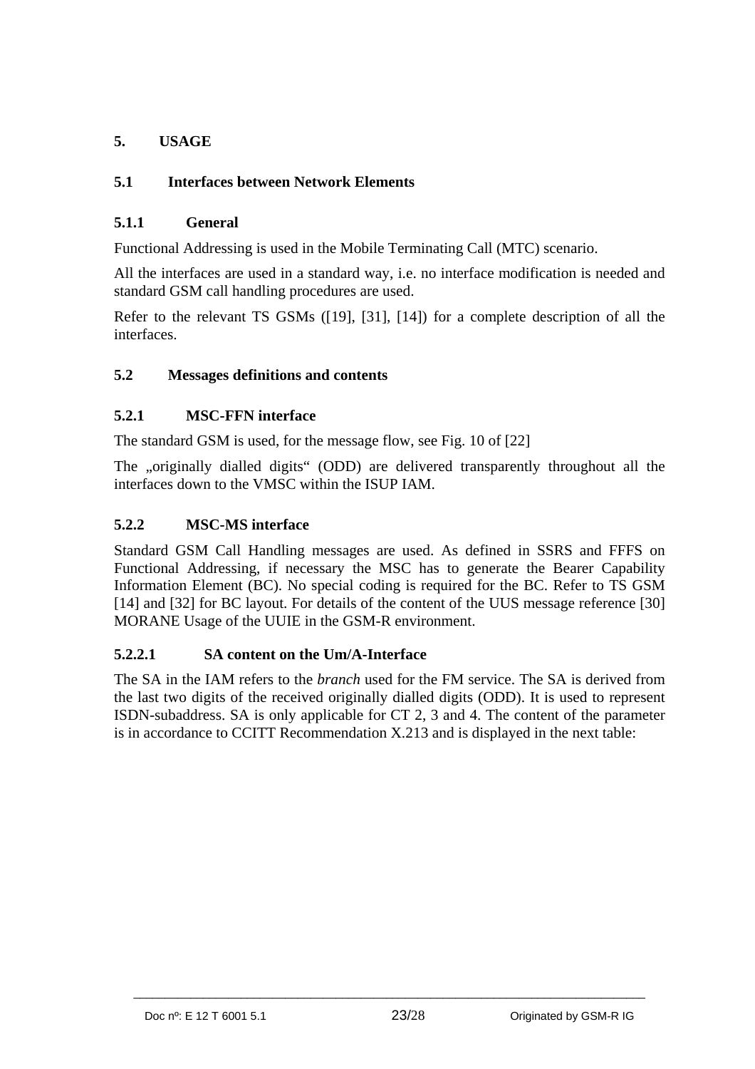# 5. USAGE

## 5.1 Interfaces between Network Elements

### 5.1.1 General

Functional Addressing is used in the Mobile Terminating Call (MTC) scenario.

All the interfaces are used in a standard way, i.e. no interface modification is needed and standard GSM call handling procedures are used.

Refer to the relevant TS GSMs ([19], [31], [14]) for a complete description of all the interfaces.

## 5.2 Messages definitions and contents

### 5.2.1 MSC-FFN interface

The standard GSM is used, for the message flow, see Fig. 10 of [22]

The „originally dialled digits“ (ODD) are delivered transparently throughout all the interfaces down to the VMSC within the ISUP IAM.

### 5.2.2 MSC-MS interface

Standard GSM Call Handling messages are used. As defined in SSRS and FFFS on Functional Addressing, if necessary the MSC has to generate the Bearer Capability Information Element (BC). No special coding is required for the BC. Refer to TS GSM [14] and [32] for BC layout. For details of the content of the UUS message reference [30] MORANE Usage of the UUIE in the GSM-R environment.

#### 5.2.2.1 SA content on the Um/A-Interface

The SA in the IAM refers to the *branch* used for the FM service. The SA is derived from the last two digits of the received originally dialled digits (ODD). It is used to represent ISDN-subaddress. SA is only applicable for CT 2, 3 and 4. The content of the parameter is in accordance to CCITT Recommendation X.213 and is displayed in the next table: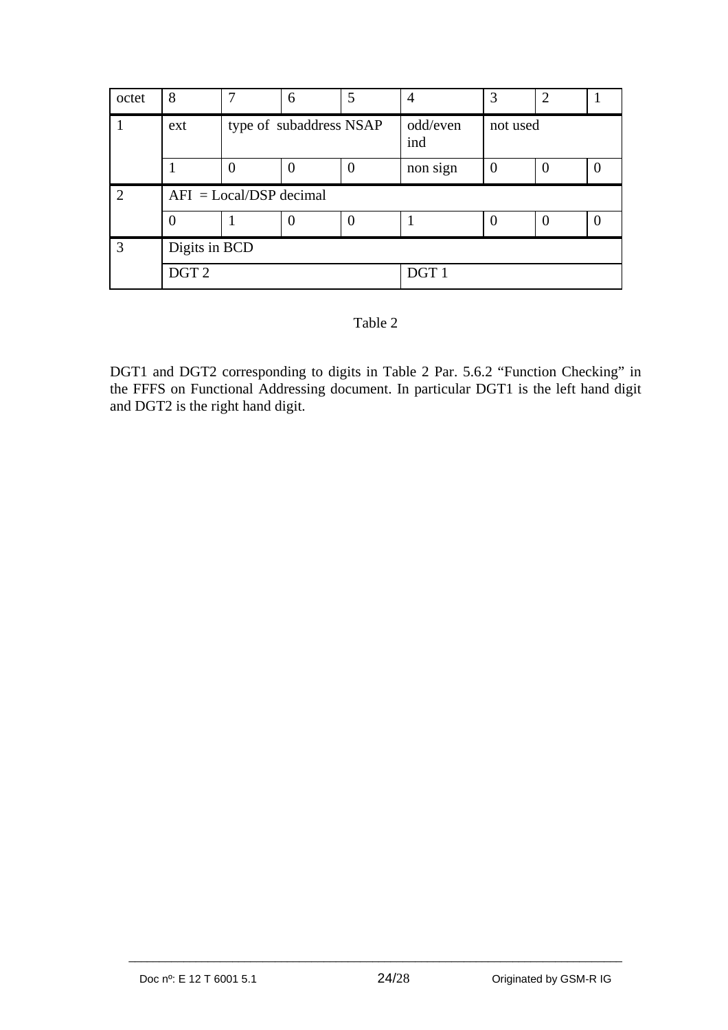| octet | 8 | 7 | 6 | 5 | 4 | 3 | 2 | 1 |
|---|---|---|---|---|---|---|---|---|
| 1 | ext | type of subaddress NSAP | | | odd/even ind | not used | | |
| | 1 | 0 | 0 | 0 | non sign | 0 | 0 | 0 |
| 2 | AFI = Local/DSP decimal | | | | | | | |
| | 0 | 1 | 0 | 0 | 1 | 0 | 0 | 0 |
| 3 | Digits in BCD | | | | | | | |
| | DGT 2 | | | | DGT 1 | | | |

Table 2

DGT1 and DGT2 corresponding to digits in Table 2 Par. 5.6.2 "Function Checking" in the FFFS on Functional Addressing document. In particular DGT1 is the left hand digit and DGT2 is the right hand digit.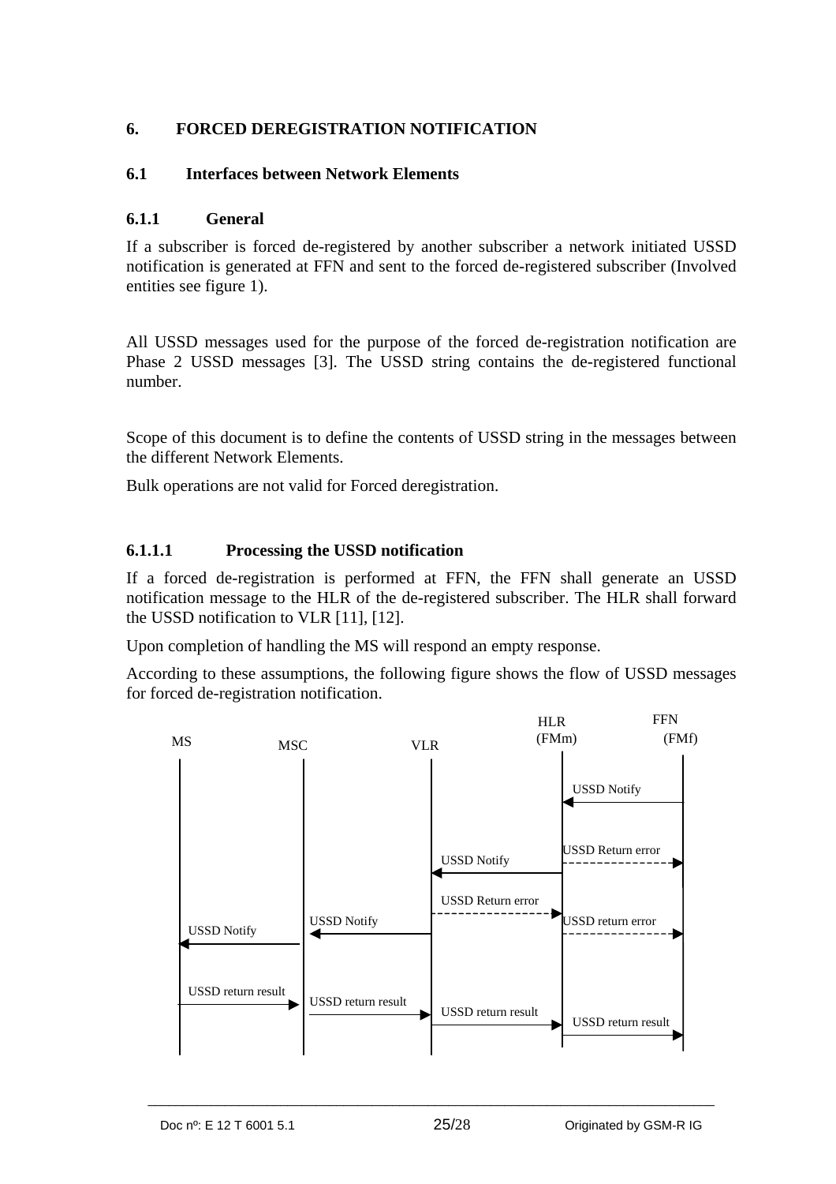# 6. FORCED DEREGISTRATION NOTIFICATION

## 6.1 Interfaces between Network Elements

### 6.1.1 General

If a subscriber is forced de-registered by another subscriber a network initiated USSD notification is generated at FFN and sent to the forced de-registered subscriber (Involved entities see figure 1).

All USSD messages used for the purpose of the forced de-registration notification are Phase 2 USSD messages [3]. The USSD string contains the de-registered functional number.

Scope of this document is to define the contents of USSD string in the messages between the different Network Elements.

Bulk operations are not valid for Forced deregistration.

#### 6.1.1.1 Processing the USSD notification

If a forced de-registration is performed at FFN, the FFN shall generate an USSD notification message to the HLR of the de-registered subscriber. The HLR shall forward the USSD notification to VLR [11], [12].

Upon completion of handling the MS will respond an empty response.

According to these assumptions, the following figure shows the flow of USSD messages for forced de-registration notification.

MS | MSC | VLR | HLR (FMm) | FFN (FMf)

USSD Notify

USSD Return error

USSD Notify

USSD Return error

USSD Notify

USSD return error

USSD Notify

USSD return result

USSD return result

USSD return result

USSD return result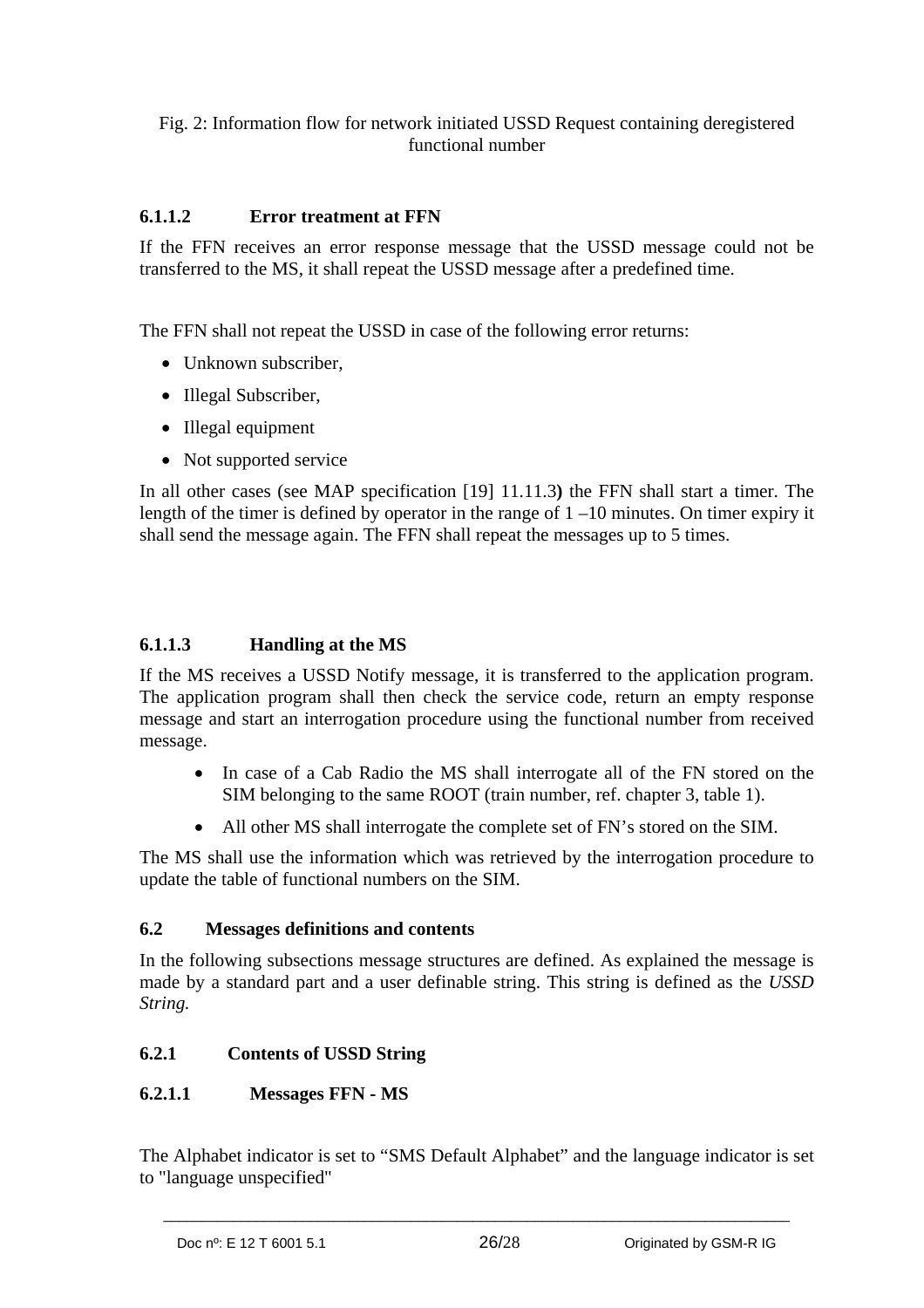Fig. 2: Information flow for network initiated USSD Request containing deregistered functional number

#### 6.1.1.2 Error treatment at FFN

If the FFN receives an error response message that the USSD message could not be transferred to the MS, it shall repeat the USSD message after a predefined time.

The FFN shall not repeat the USSD in case of the following error returns:

- Unknown subscriber,
- Illegal Subscriber,
- Illegal equipment
- Not supported service

In all other cases (see MAP specification [19] 11.11.3**)** the FFN shall start a timer. The length of the timer is defined by operator in the range of 1 –10 minutes. On timer expiry it shall send the message again. The FFN shall repeat the messages up to 5 times.

#### 6.1.1.3 Handling at the MS

If the MS receives a USSD Notify message, it is transferred to the application program. The application program shall then check the service code, return an empty response message and start an interrogation procedure using the functional number from received message.

- In case of a Cab Radio the MS shall interrogate all of the FN stored on the SIM belonging to the same ROOT (train number, ref. chapter 3, table 1).
- All other MS shall interrogate the complete set of FN's stored on the SIM.

The MS shall use the information which was retrieved by the interrogation procedure to update the table of functional numbers on the SIM.

### 6.2 Messages definitions and contents

In the following subsections message structures are defined. As explained the message is made by a standard part and a user definable string. This string is defined as the *USSD String.*

#### 6.2.1 Contents of USSD String

#### 6.2.1.1 Messages FFN - MS

The Alphabet indicator is set to "SMS Default Alphabet" and the language indicator is set to "language unspecified"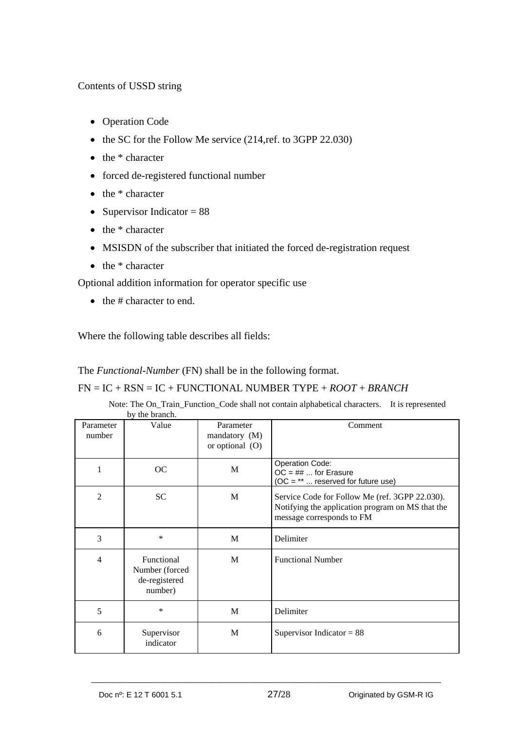Contents of USSD string

- Operation Code
- the SC for the Follow Me service (214,ref. to 3GPP 22.030)
- the * character
- forced de-registered functional number
- the * character
- Supervisor Indicator = 88
- the * character
- MSISDN of the subscriber that initiated the forced de-registration request
- the * character

Optional addition information for operator specific use

- the # character to end.

Where the following table describes all fields:

The *Functional-Number* (FN) shall be in the following format.

FN = IC + RSN = IC + FUNCTIONAL NUMBER TYPE + *ROOT* + *BRANCH*

Note: The On_Train_Function_Code shall not contain alphabetical characters. It is represented by the branch.

| Parameter number | Value | Parameter mandatory (M) or optional (O) | Comment |
|---|---|---|---|
| 1 | OC | M | Operation Code:<br>OC = ## ... for Erasure<br>(OC = ** ... reserved for future use) |
| 2 | SC | M | Service Code for Follow Me (ref. 3GPP 22.030). Notifying the application program on MS that the message corresponds to FM |
| 3 | * | M | Delimiter |
| 4 | Functional Number (forced de-registered number) | M | Functional Number |
| 5 | * | M | Delimiter |
| 6 | Supervisor indicator | M | Supervisor Indicator = 88 |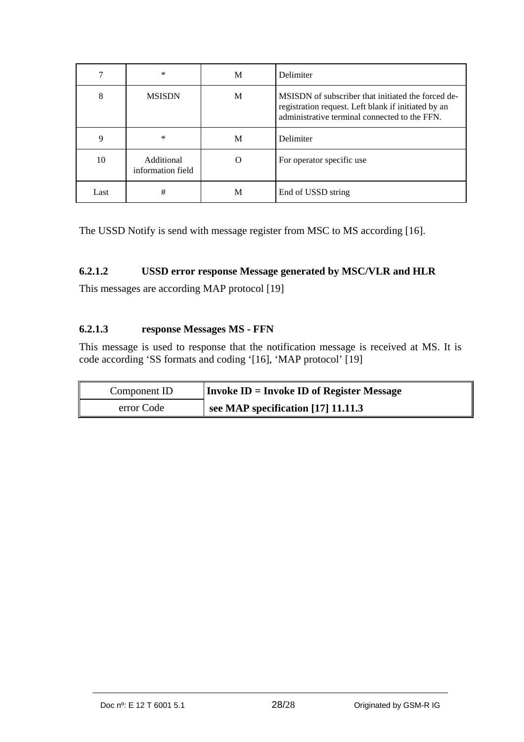| | | | |
|---|---|---|---|
| 7 | * | M | Delimiter |
| 8 | MSISDN | M | MSISDN of subscriber that initiated the forced de-registration request. Left blank if initiated by an administrative terminal connected to the FFN. |
| 9 | * | M | Delimiter |
| 10 | Additional information field | O | For operator specific use |
| Last | # | M | End of USSD string |

The USSD Notify is send with message register from MSC to MS according [16].

#### 6.2.1.2 USSD error response Message generated by MSC/VLR and HLR

This messages are according MAP protocol [19]

#### 6.2.1.3 response Messages MS - FFN

This message is used to response that the notification message is received at MS. It is code according 'SS formats and coding '[16], 'MAP protocol' [19]

| | |
|---|---|
| Component ID | **Invoke ID = Invoke ID of Register Message** |
| error Code | **see MAP specification [17] 11.11.3** |